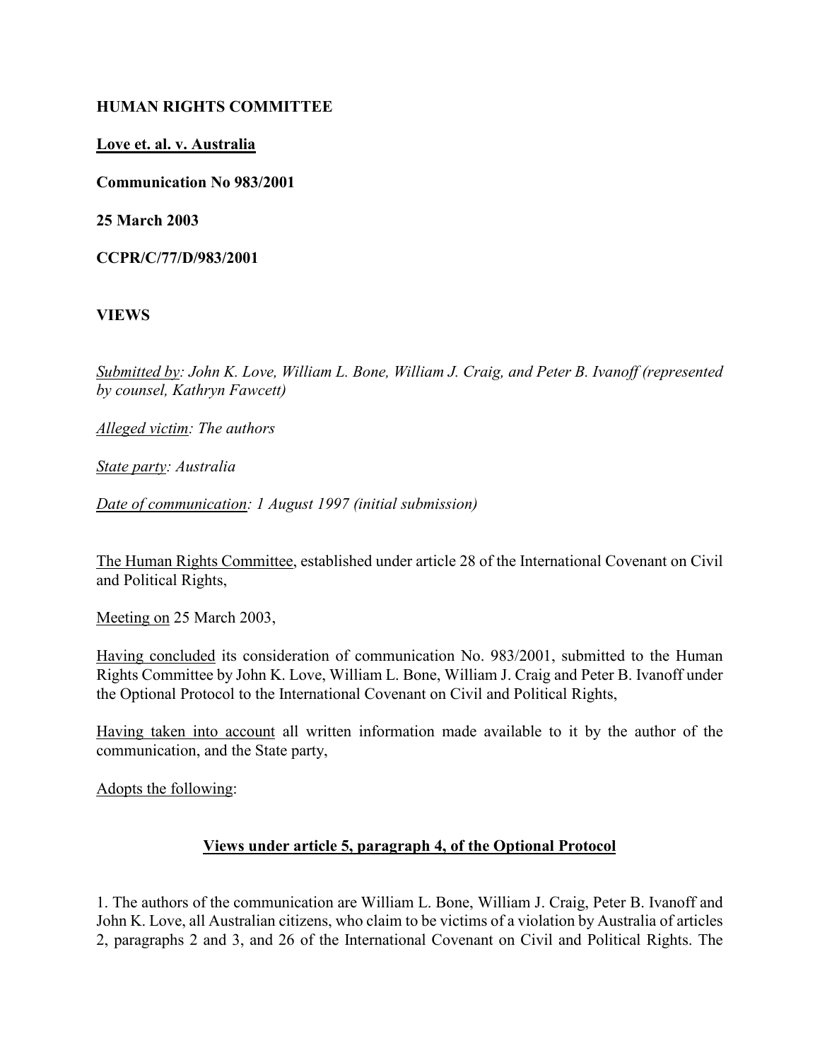**HUMAN RIGHTS COMMITTEE**

**Love et. al. v. Australia**

**Communication No 983/2001**

**25 March 2003**

**CCPR/C/77/D/983/2001**

**VIEWS**

*Submitted by: John K. Love, William L. Bone, William J. Craig, and Peter B. Ivanoff (represented by counsel, Kathryn Fawcett)*

*Alleged victim: The authors*

*State party: Australia*

*Date of communication: 1 August 1997 (initial submission)*

The Human Rights Committee, established under article 28 of the International Covenant on Civil and Political Rights,

Meeting on 25 March 2003,

Having concluded its consideration of communication No. 983/2001, submitted to the Human Rights Committee by John K. Love, William L. Bone, William J. Craig and Peter B. Ivanoff under the Optional Protocol to the International Covenant on Civil and Political Rights,

Having taken into account all written information made available to it by the author of the communication, and the State party,

Adopts the following:

**Views under article 5, paragraph 4, of the Optional Protocol**

1. The authors of the communication are William L. Bone, William J. Craig, Peter B. Ivanoff and John K. Love, all Australian citizens, who claim to be victims of a violation by Australia of articles 2, paragraphs 2 and 3, and 26 of the International Covenant on Civil and Political Rights. The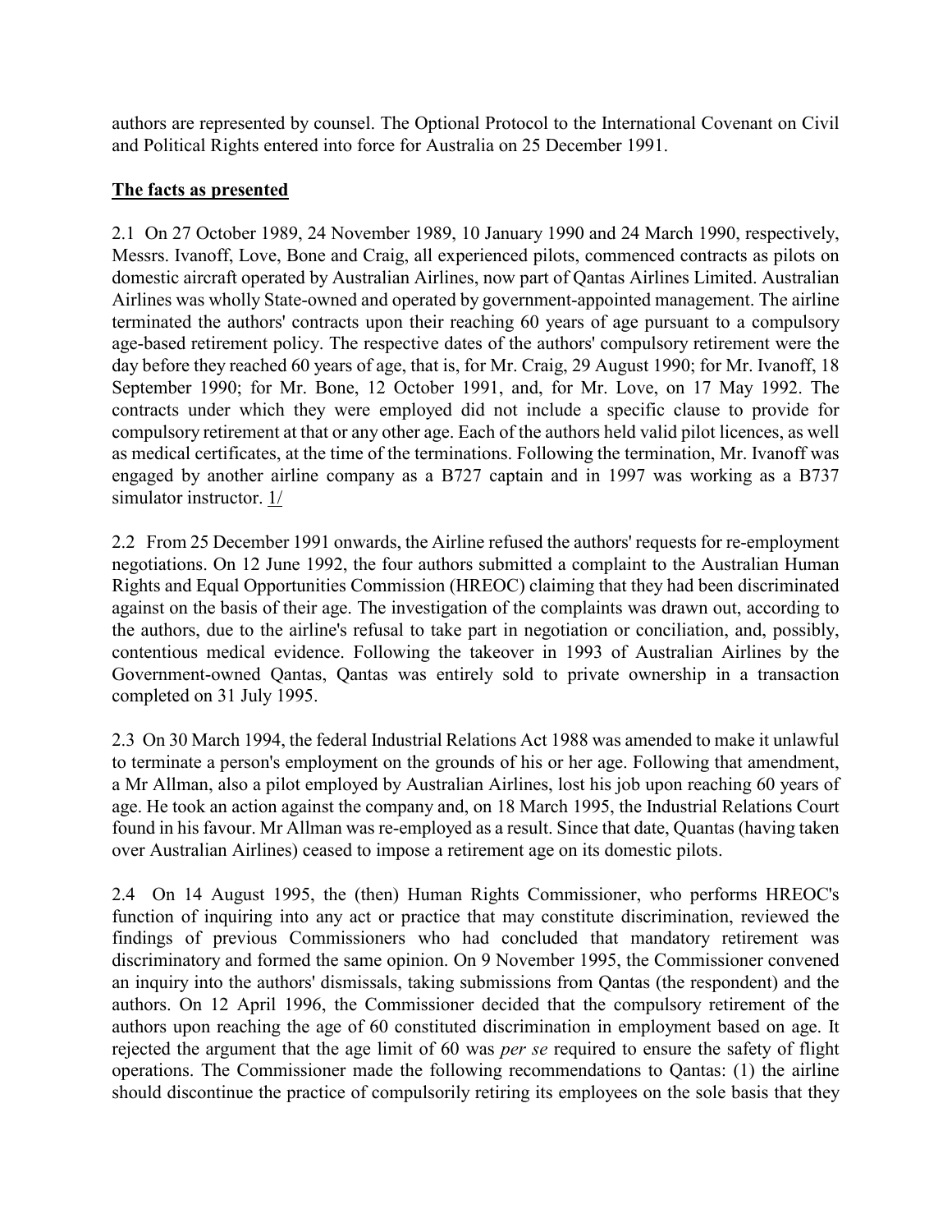authors are represented by counsel. The Optional Protocol to the International Covenant on Civil and Political Rights entered into force for Australia on 25 December 1991.

**The facts as presented**

2.1 On 27 October 1989, 24 November 1989, 10 January 1990 and 24 March 1990, respectively, Messrs. Ivanoff, Love, Bone and Craig, all experienced pilots, commenced contracts as pilots on domestic aircraft operated by Australian Airlines, now part of Qantas Airlines Limited. Australian Airlines was wholly State-owned and operated by government-appointed management. The airline terminated the authors' contracts upon their reaching 60 years of age pursuant to a compulsory age-based retirement policy. The respective dates of the authors' compulsory retirement were the day before they reached 60 years of age, that is, for Mr. Craig, 29 August 1990; for Mr. Ivanoff, 18 September 1990; for Mr. Bone, 12 October 1991, and, for Mr. Love, on 17 May 1992. The contracts under which they were employed did not include a specific clause to provide for compulsory retirement at that or any other age. Each of the authors held valid pilot licences, as well as medical certificates, at the time of the terminations. Following the termination, Mr. Ivanoff was engaged by another airline company as a B727 captain and in 1997 was working as a B737 simulator instructor. 1/

2.2 From 25 December 1991 onwards, the Airline refused the authors' requests for re-employment negotiations. On 12 June 1992, the four authors submitted a complaint to the Australian Human Rights and Equal Opportunities Commission (HREOC) claiming that they had been discriminated against on the basis of their age. The investigation of the complaints was drawn out, according to the authors, due to the airline's refusal to take part in negotiation or conciliation, and, possibly, contentious medical evidence. Following the takeover in 1993 of Australian Airlines by the Government-owned Qantas, Qantas was entirely sold to private ownership in a transaction completed on 31 July 1995.

2.3 On 30 March 1994, the federal Industrial Relations Act 1988 was amended to make it unlawful to terminate a person's employment on the grounds of his or her age. Following that amendment, a Mr Allman, also a pilot employed by Australian Airlines, lost his job upon reaching 60 years of age. He took an action against the company and, on 18 March 1995, the Industrial Relations Court found in his favour. Mr Allman was re-employed as a result. Since that date, Quantas (having taken over Australian Airlines) ceased to impose a retirement age on its domestic pilots.

2.4 On 14 August 1995, the (then) Human Rights Commissioner, who performs HREOC's function of inquiring into any act or practice that may constitute discrimination, reviewed the findings of previous Commissioners who had concluded that mandatory retirement was discriminatory and formed the same opinion. On 9 November 1995, the Commissioner convened an inquiry into the authors' dismissals, taking submissions from Qantas (the respondent) and the authors. On 12 April 1996, the Commissioner decided that the compulsory retirement of the authors upon reaching the age of 60 constituted discrimination in employment based on age. It rejected the argument that the age limit of 60 was *per se* required to ensure the safety of flight operations. The Commissioner made the following recommendations to Qantas: (1) the airline should discontinue the practice of compulsorily retiring its employees on the sole basis that they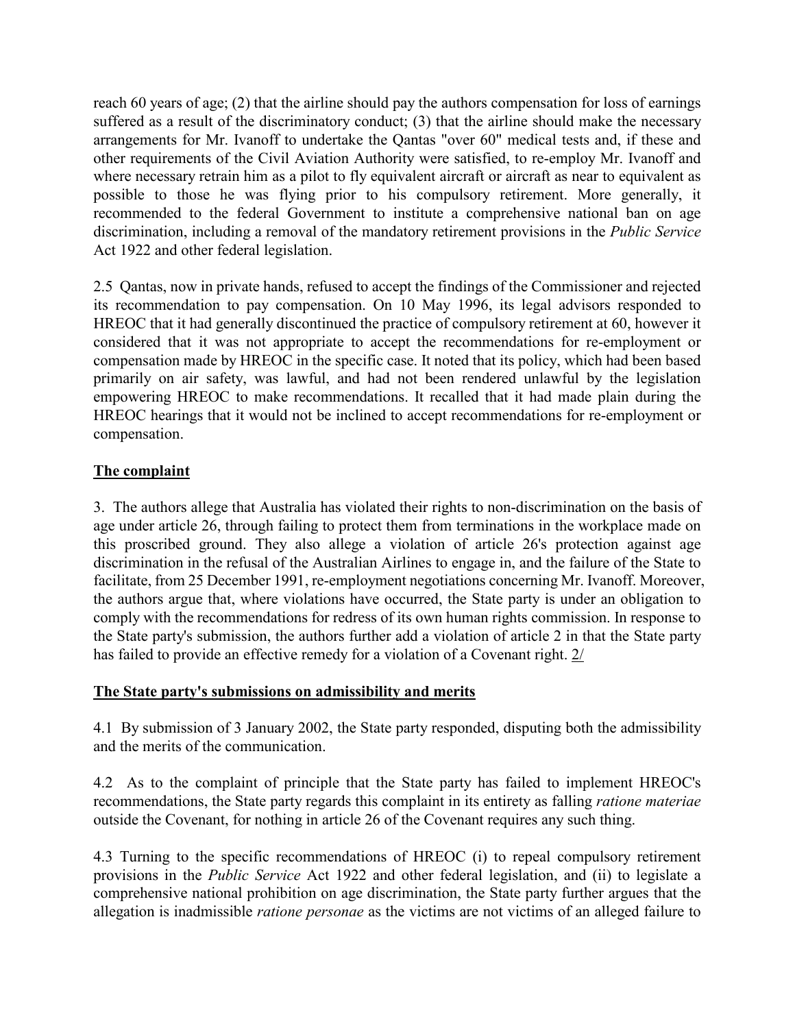reach 60 years of age; (2) that the airline should pay the authors compensation for loss of earnings suffered as a result of the discriminatory conduct; (3) that the airline should make the necessary arrangements for Mr. Ivanoff to undertake the Qantas "over 60" medical tests and, if these and other requirements of the Civil Aviation Authority were satisfied, to re-employ Mr. Ivanoff and where necessary retrain him as a pilot to fly equivalent aircraft or aircraft as near to equivalent as possible to those he was flying prior to his compulsory retirement. More generally, it recommended to the federal Government to institute a comprehensive national ban on age discrimination, including a removal of the mandatory retirement provisions in the *Public Service* Act 1922 and other federal legislation.

2.5 Qantas, now in private hands, refused to accept the findings of the Commissioner and rejected its recommendation to pay compensation. On 10 May 1996, its legal advisors responded to HREOC that it had generally discontinued the practice of compulsory retirement at 60, however it considered that it was not appropriate to accept the recommendations for re-employment or compensation made by HREOC in the specific case. It noted that its policy, which had been based primarily on air safety, was lawful, and had not been rendered unlawful by the legislation empowering HREOC to make recommendations. It recalled that it had made plain during the HREOC hearings that it would not be inclined to accept recommendations for re-employment or compensation.

## The complaint

3. The authors allege that Australia has violated their rights to non-discrimination on the basis of age under article 26, through failing to protect them from terminations in the workplace made on this proscribed ground. They also allege a violation of article 26's protection against age discrimination in the refusal of the Australian Airlines to engage in, and the failure of the State to facilitate, from 25 December 1991, re-employment negotiations concerning Mr. Ivanoff. Moreover, the authors argue that, where violations have occurred, the State party is under an obligation to comply with the recommendations for redress of its own human rights commission. In response to the State party's submission, the authors further add a violation of article 2 in that the State party has failed to provide an effective remedy for a violation of a Covenant right. 2/

## The State party's submissions on admissibility and merits

4.1 By submission of 3 January 2002, the State party responded, disputing both the admissibility and the merits of the communication.

4.2 As to the complaint of principle that the State party has failed to implement HREOC's recommendations, the State party regards this complaint in its entirety as falling *ratione materiae* outside the Covenant, for nothing in article 26 of the Covenant requires any such thing.

4.3 Turning to the specific recommendations of HREOC (i) to repeal compulsory retirement provisions in the *Public Service* Act 1922 and other federal legislation, and (ii) to legislate a comprehensive national prohibition on age discrimination, the State party further argues that the allegation is inadmissible *ratione personae* as the victims are not victims of an alleged failure to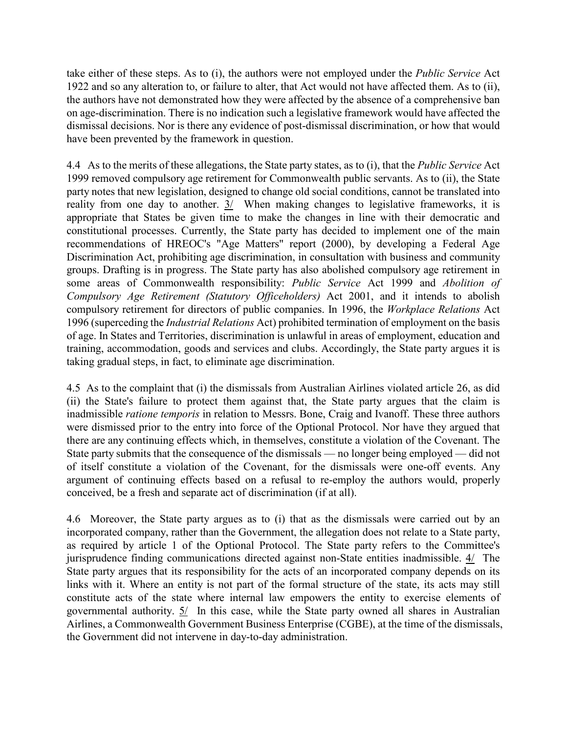take either of these steps. As to (i), the authors were not employed under the *Public Service* Act 1922 and so any alteration to, or failure to alter, that Act would not have affected them. As to (ii), the authors have not demonstrated how they were affected by the absence of a comprehensive ban on age-discrimination. There is no indication such a legislative framework would have affected the dismissal decisions. Nor is there any evidence of post-dismissal discrimination, or how that would have been prevented by the framework in question.

4.4 As to the merits of these allegations, the State party states, as to (i), that the *Public Service* Act 1999 removed compulsory age retirement for Commonwealth public servants. As to (ii), the State party notes that new legislation, designed to change old social conditions, cannot be translated into reality from one day to another. 3/ When making changes to legislative frameworks, it is appropriate that States be given time to make the changes in line with their democratic and constitutional processes. Currently, the State party has decided to implement one of the main recommendations of HREOC's "Age Matters" report (2000), by developing a Federal Age Discrimination Act, prohibiting age discrimination, in consultation with business and community groups. Drafting is in progress. The State party has also abolished compulsory age retirement in some areas of Commonwealth responsibility: *Public Service* Act 1999 and *Abolition of Compulsory Age Retirement (Statutory Officeholders)* Act 2001, and it intends to abolish compulsory retirement for directors of public companies. In 1996, the *Workplace Relations* Act 1996 (superceding the *Industrial Relations* Act) prohibited termination of employment on the basis of age. In States and Territories, discrimination is unlawful in areas of employment, education and training, accommodation, goods and services and clubs. Accordingly, the State party argues it is taking gradual steps, in fact, to eliminate age discrimination.

4.5 As to the complaint that (i) the dismissals from Australian Airlines violated article 26, as did (ii) the State's failure to protect them against that, the State party argues that the claim is inadmissible *ratione temporis* in relation to Messrs. Bone, Craig and Ivanoff. These three authors were dismissed prior to the entry into force of the Optional Protocol. Nor have they argued that there are any continuing effects which, in themselves, constitute a violation of the Covenant. The State party submits that the consequence of the dismissals — no longer being employed — did not of itself constitute a violation of the Covenant, for the dismissals were one-off events. Any argument of continuing effects based on a refusal to re-employ the authors would, properly conceived, be a fresh and separate act of discrimination (if at all).

4.6 Moreover, the State party argues as to (i) that as the dismissals were carried out by an incorporated company, rather than the Government, the allegation does not relate to a State party, as required by article 1 of the Optional Protocol. The State party refers to the Committee's jurisprudence finding communications directed against non-State entities inadmissible. 4/ The State party argues that its responsibility for the acts of an incorporated company depends on its links with it. Where an entity is not part of the formal structure of the state, its acts may still constitute acts of the state where internal law empowers the entity to exercise elements of governmental authority. 5/ In this case, while the State party owned all shares in Australian Airlines, a Commonwealth Government Business Enterprise (CGBE), at the time of the dismissals, the Government did not intervene in day-to-day administration.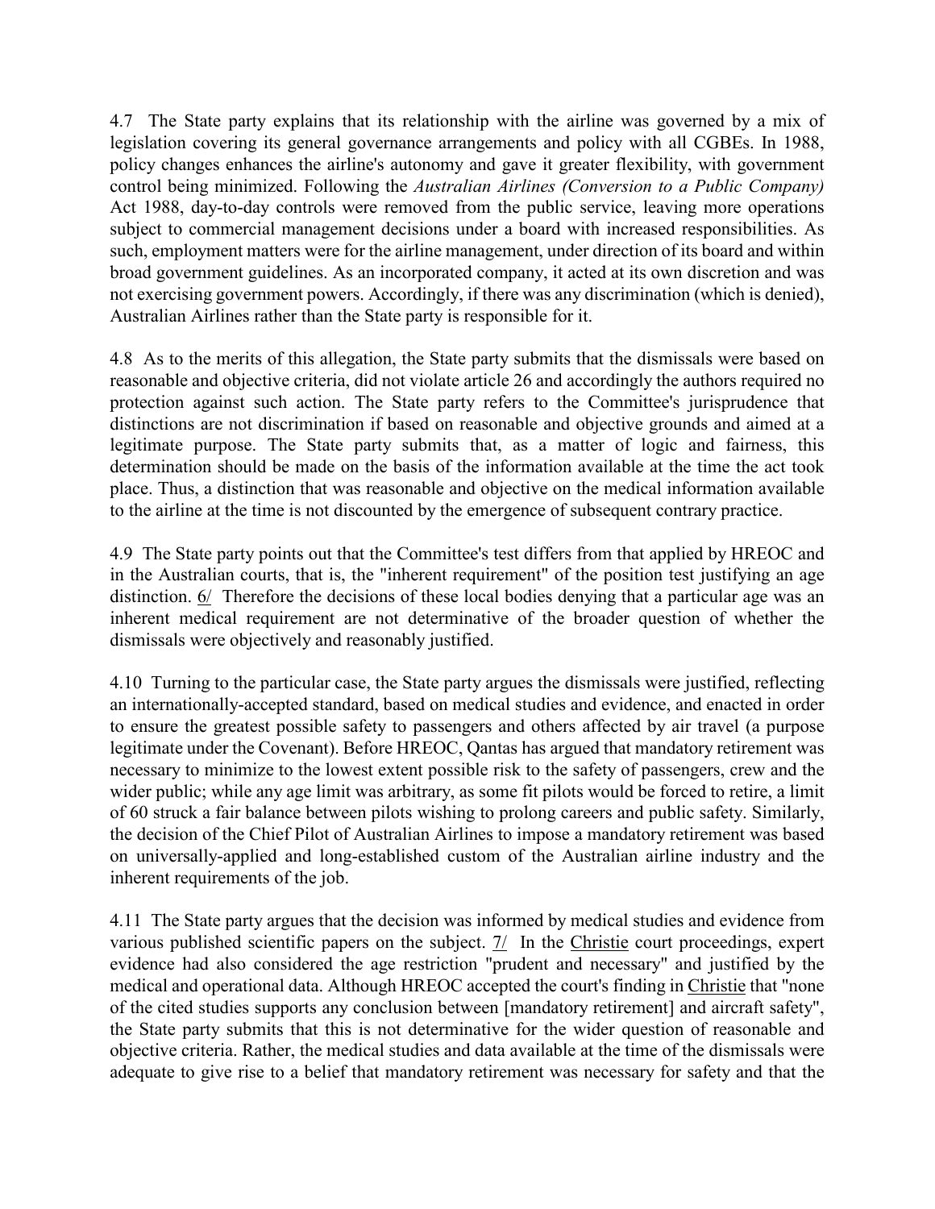4.7 The State party explains that its relationship with the airline was governed by a mix of legislation covering its general governance arrangements and policy with all CGBEs. In 1988, policy changes enhances the airline's autonomy and gave it greater flexibility, with government control being minimized. Following the *Australian Airlines (Conversion to a Public Company)* Act 1988, day-to-day controls were removed from the public service, leaving more operations subject to commercial management decisions under a board with increased responsibilities. As such, employment matters were for the airline management, under direction of its board and within broad government guidelines. As an incorporated company, it acted at its own discretion and was not exercising government powers. Accordingly, if there was any discrimination (which is denied), Australian Airlines rather than the State party is responsible for it.

4.8 As to the merits of this allegation, the State party submits that the dismissals were based on reasonable and objective criteria, did not violate article 26 and accordingly the authors required no protection against such action. The State party refers to the Committee's jurisprudence that distinctions are not discrimination if based on reasonable and objective grounds and aimed at a legitimate purpose. The State party submits that, as a matter of logic and fairness, this determination should be made on the basis of the information available at the time the act took place. Thus, a distinction that was reasonable and objective on the medical information available to the airline at the time is not discounted by the emergence of subsequent contrary practice.

4.9 The State party points out that the Committee's test differs from that applied by HREOC and in the Australian courts, that is, the "inherent requirement" of the position test justifying an age distinction. 6/ Therefore the decisions of these local bodies denying that a particular age was an inherent medical requirement are not determinative of the broader question of whether the dismissals were objectively and reasonably justified.

4.10 Turning to the particular case, the State party argues the dismissals were justified, reflecting an internationally-accepted standard, based on medical studies and evidence, and enacted in order to ensure the greatest possible safety to passengers and others affected by air travel (a purpose legitimate under the Covenant). Before HREOC, Qantas has argued that mandatory retirement was necessary to minimize to the lowest extent possible risk to the safety of passengers, crew and the wider public; while any age limit was arbitrary, as some fit pilots would be forced to retire, a limit of 60 struck a fair balance between pilots wishing to prolong careers and public safety. Similarly, the decision of the Chief Pilot of Australian Airlines to impose a mandatory retirement was based on universally-applied and long-established custom of the Australian airline industry and the inherent requirements of the job.

4.11 The State party argues that the decision was informed by medical studies and evidence from various published scientific papers on the subject. 7/ In the Christie court proceedings, expert evidence had also considered the age restriction "prudent and necessary" and justified by the medical and operational data. Although HREOC accepted the court's finding in Christie that "none of the cited studies supports any conclusion between [mandatory retirement] and aircraft safety", the State party submits that this is not determinative for the wider question of reasonable and objective criteria. Rather, the medical studies and data available at the time of the dismissals were adequate to give rise to a belief that mandatory retirement was necessary for safety and that the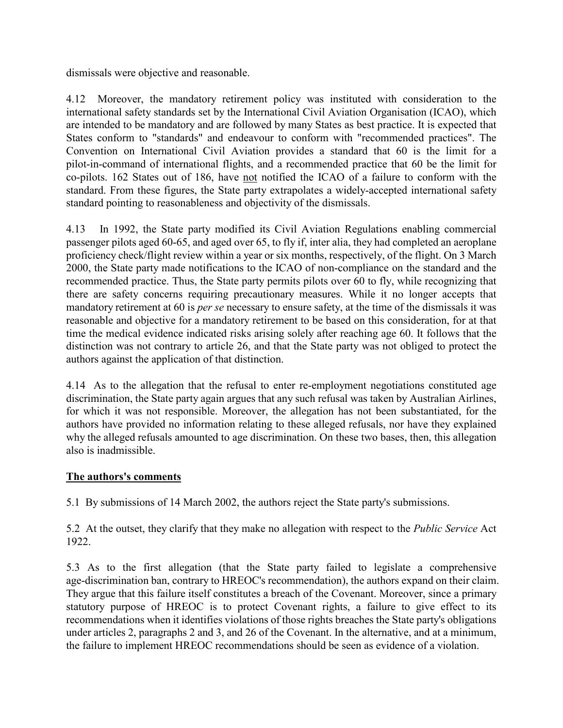dismissals were objective and reasonable.

4.12 Moreover, the mandatory retirement policy was instituted with consideration to the international safety standards set by the International Civil Aviation Organisation (ICAO), which are intended to be mandatory and are followed by many States as best practice. It is expected that States conform to "standards" and endeavour to conform with "recommended practices". The Convention on International Civil Aviation provides a standard that 60 is the limit for a pilot-in-command of international flights, and a recommended practice that 60 be the limit for co-pilots. 162 States out of 186, have <u>not</u> notified the ICAO of a failure to conform with the standard. From these figures, the State party extrapolates a widely-accepted international safety standard pointing to reasonableness and objectivity of the dismissals.

4.13 In 1992, the State party modified its Civil Aviation Regulations enabling commercial passenger pilots aged 60-65, and aged over 65, to fly if, inter alia, they had completed an aeroplane proficiency check/flight review within a year or six months, respectively, of the flight. On 3 March 2000, the State party made notifications to the ICAO of non-compliance on the standard and the recommended practice. Thus, the State party permits pilots over 60 to fly, while recognizing that there are safety concerns requiring precautionary measures. While it no longer accepts that mandatory retirement at 60 is *per se* necessary to ensure safety, at the time of the dismissals it was reasonable and objective for a mandatory retirement to be based on this consideration, for at that time the medical evidence indicated risks arising solely after reaching age 60. It follows that the distinction was not contrary to article 26, and that the State party was not obliged to protect the authors against the application of that distinction.

4.14 As to the allegation that the refusal to enter re-employment negotiations constituted age discrimination, the State party again argues that any such refusal was taken by Australian Airlines, for which it was not responsible. Moreover, the allegation has not been substantiated, for the authors have provided no information relating to these alleged refusals, nor have they explained why the alleged refusals amounted to age discrimination. On these two bases, then, this allegation also is inadmissible.

## **<u>The authors's comments</u>**

5.1 By submissions of 14 March 2002, the authors reject the State party's submissions.

5.2 At the outset, they clarify that they make no allegation with respect to the *Public Service* Act 1922.

5.3 As to the first allegation (that the State party failed to legislate a comprehensive age-discrimination ban, contrary to HREOC's recommendation), the authors expand on their claim. They argue that this failure itself constitutes a breach of the Covenant. Moreover, since a primary statutory purpose of HREOC is to protect Covenant rights, a failure to give effect to its recommendations when it identifies violations of those rights breaches the State party's obligations under articles 2, paragraphs 2 and 3, and 26 of the Covenant. In the alternative, and at a minimum, the failure to implement HREOC recommendations should be seen as evidence of a violation.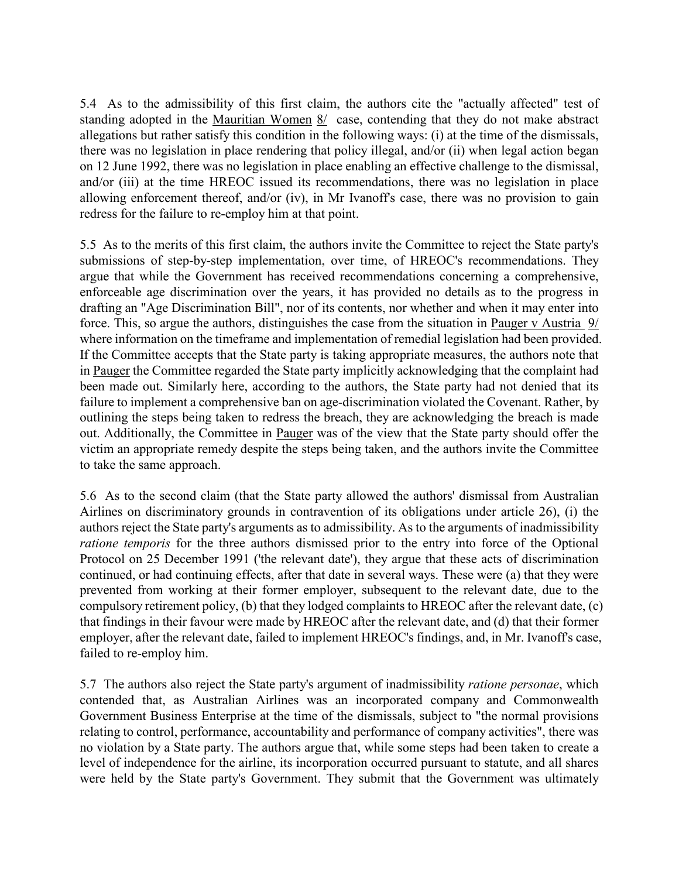5.4 As to the admissibility of this first claim, the authors cite the "actually affected" test of standing adopted in the Mauritian Women 8/ case, contending that they do not make abstract allegations but rather satisfy this condition in the following ways: (i) at the time of the dismissals, there was no legislation in place rendering that policy illegal, and/or (ii) when legal action began on 12 June 1992, there was no legislation in place enabling an effective challenge to the dismissal, and/or (iii) at the time HREOC issued its recommendations, there was no legislation in place allowing enforcement thereof, and/or (iv), in Mr Ivanoff's case, there was no provision to gain redress for the failure to re-employ him at that point.

5.5 As to the merits of this first claim, the authors invite the Committee to reject the State party's submissions of step-by-step implementation, over time, of HREOC's recommendations. They argue that while the Government has received recommendations concerning a comprehensive, enforceable age discrimination over the years, it has provided no details as to the progress in drafting an "Age Discrimination Bill", nor of its contents, nor whether and when it may enter into force. This, so argue the authors, distinguishes the case from the situation in Pauger v Austria 9/ where information on the timeframe and implementation of remedial legislation had been provided. If the Committee accepts that the State party is taking appropriate measures, the authors note that in Pauger the Committee regarded the State party implicitly acknowledging that the complaint had been made out. Similarly here, according to the authors, the State party had not denied that its failure to implement a comprehensive ban on age-discrimination violated the Covenant. Rather, by outlining the steps being taken to redress the breach, they are acknowledging the breach is made out. Additionally, the Committee in Pauger was of the view that the State party should offer the victim an appropriate remedy despite the steps being taken, and the authors invite the Committee to take the same approach.

5.6 As to the second claim (that the State party allowed the authors' dismissal from Australian Airlines on discriminatory grounds in contravention of its obligations under article 26), (i) the authors reject the State party's arguments as to admissibility. As to the arguments of inadmissibility *ratione temporis* for the three authors dismissed prior to the entry into force of the Optional Protocol on 25 December 1991 ('the relevant date'), they argue that these acts of discrimination continued, or had continuing effects, after that date in several ways. These were (a) that they were prevented from working at their former employer, subsequent to the relevant date, due to the compulsory retirement policy, (b) that they lodged complaints to HREOC after the relevant date, (c) that findings in their favour were made by HREOC after the relevant date, and (d) that their former employer, after the relevant date, failed to implement HREOC's findings, and, in Mr. Ivanoff's case, failed to re-employ him.

5.7 The authors also reject the State party's argument of inadmissibility *ratione personae*, which contended that, as Australian Airlines was an incorporated company and Commonwealth Government Business Enterprise at the time of the dismissals, subject to "the normal provisions relating to control, performance, accountability and performance of company activities", there was no violation by a State party. The authors argue that, while some steps had been taken to create a level of independence for the airline, its incorporation occurred pursuant to statute, and all shares were held by the State party's Government. They submit that the Government was ultimately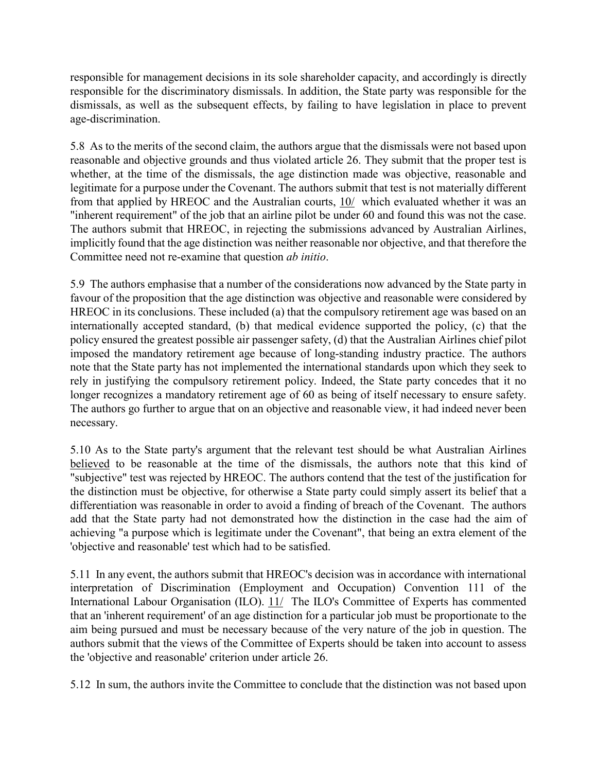responsible for management decisions in its sole shareholder capacity, and accordingly is directly responsible for the discriminatory dismissals. In addition, the State party was responsible for the dismissals, as well as the subsequent effects, by failing to have legislation in place to prevent age-discrimination.

5.8 As to the merits of the second claim, the authors argue that the dismissals were not based upon reasonable and objective grounds and thus violated article 26. They submit that the proper test is whether, at the time of the dismissals, the age distinction made was objective, reasonable and legitimate for a purpose under the Covenant. The authors submit that test is not materially different from that applied by HREOC and the Australian courts, 10/ which evaluated whether it was an "inherent requirement" of the job that an airline pilot be under 60 and found this was not the case. The authors submit that HREOC, in rejecting the submissions advanced by Australian Airlines, implicitly found that the age distinction was neither reasonable nor objective, and that therefore the Committee need not re-examine that question *ab initio*.

5.9 The authors emphasise that a number of the considerations now advanced by the State party in favour of the proposition that the age distinction was objective and reasonable were considered by HREOC in its conclusions. These included (a) that the compulsory retirement age was based on an internationally accepted standard, (b) that medical evidence supported the policy, (c) that the policy ensured the greatest possible air passenger safety, (d) that the Australian Airlines chief pilot imposed the mandatory retirement age because of long-standing industry practice. The authors note that the State party has not implemented the international standards upon which they seek to rely in justifying the compulsory retirement policy. Indeed, the State party concedes that it no longer recognizes a mandatory retirement age of 60 as being of itself necessary to ensure safety. The authors go further to argue that on an objective and reasonable view, it had indeed never been necessary.

5.10 As to the State party's argument that the relevant test should be what Australian Airlines believed to be reasonable at the time of the dismissals, the authors note that this kind of "subjective" test was rejected by HREOC. The authors contend that the test of the justification for the distinction must be objective, for otherwise a State party could simply assert its belief that a differentiation was reasonable in order to avoid a finding of breach of the Covenant. The authors add that the State party had not demonstrated how the distinction in the case had the aim of achieving "a purpose which is legitimate under the Covenant", that being an extra element of the 'objective and reasonable' test which had to be satisfied.

5.11 In any event, the authors submit that HREOC's decision was in accordance with international interpretation of Discrimination (Employment and Occupation) Convention 111 of the International Labour Organisation (ILO). 11/ The ILO's Committee of Experts has commented that an 'inherent requirement' of an age distinction for a particular job must be proportionate to the aim being pursued and must be necessary because of the very nature of the job in question. The authors submit that the views of the Committee of Experts should be taken into account to assess the 'objective and reasonable' criterion under article 26.

5.12 In sum, the authors invite the Committee to conclude that the distinction was not based upon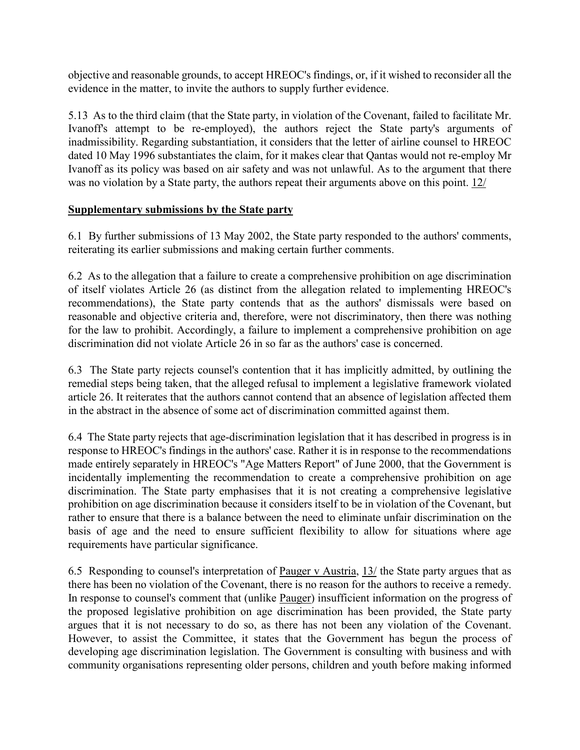objective and reasonable grounds, to accept HREOC's findings, or, if it wished to reconsider all the evidence in the matter, to invite the authors to supply further evidence.

5.13 As to the third claim (that the State party, in violation of the Covenant, failed to facilitate Mr. Ivanoff's attempt to be re-employed), the authors reject the State party's arguments of inadmissibility. Regarding substantiation, it considers that the letter of airline counsel to HREOC dated 10 May 1996 substantiates the claim, for it makes clear that Qantas would not re-employ Mr Ivanoff as its policy was based on air safety and was not unlawful. As to the argument that there was no violation by a State party, the authors repeat their arguments above on this point. 12/

**Supplementary submissions by the State party**

6.1 By further submissions of 13 May 2002, the State party responded to the authors' comments, reiterating its earlier submissions and making certain further comments.

6.2 As to the allegation that a failure to create a comprehensive prohibition on age discrimination of itself violates Article 26 (as distinct from the allegation related to implementing HREOC's recommendations), the State party contends that as the authors' dismissals were based on reasonable and objective criteria and, therefore, were not discriminatory, then there was nothing for the law to prohibit. Accordingly, a failure to implement a comprehensive prohibition on age discrimination did not violate Article 26 in so far as the authors' case is concerned.

6.3 The State party rejects counsel's contention that it has implicitly admitted, by outlining the remedial steps being taken, that the alleged refusal to implement a legislative framework violated article 26. It reiterates that the authors cannot contend that an absence of legislation affected them in the abstract in the absence of some act of discrimination committed against them.

6.4 The State party rejects that age-discrimination legislation that it has described in progress is in response to HREOC's findings in the authors' case. Rather it is in response to the recommendations made entirely separately in HREOC's "Age Matters Report" of June 2000, that the Government is incidentally implementing the recommendation to create a comprehensive prohibition on age discrimination. The State party emphasises that it is not creating a comprehensive legislative prohibition on age discrimination because it considers itself to be in violation of the Covenant, but rather to ensure that there is a balance between the need to eliminate unfair discrimination on the basis of age and the need to ensure sufficient flexibility to allow for situations where age requirements have particular significance.

6.5 Responding to counsel's interpretation of Pauger v Austria, 13/ the State party argues that as there has been no violation of the Covenant, there is no reason for the authors to receive a remedy. In response to counsel's comment that (unlike Pauger) insufficient information on the progress of the proposed legislative prohibition on age discrimination has been provided, the State party argues that it is not necessary to do so, as there has not been any violation of the Covenant. However, to assist the Committee, it states that the Government has begun the process of developing age discrimination legislation. The Government is consulting with business and with community organisations representing older persons, children and youth before making informed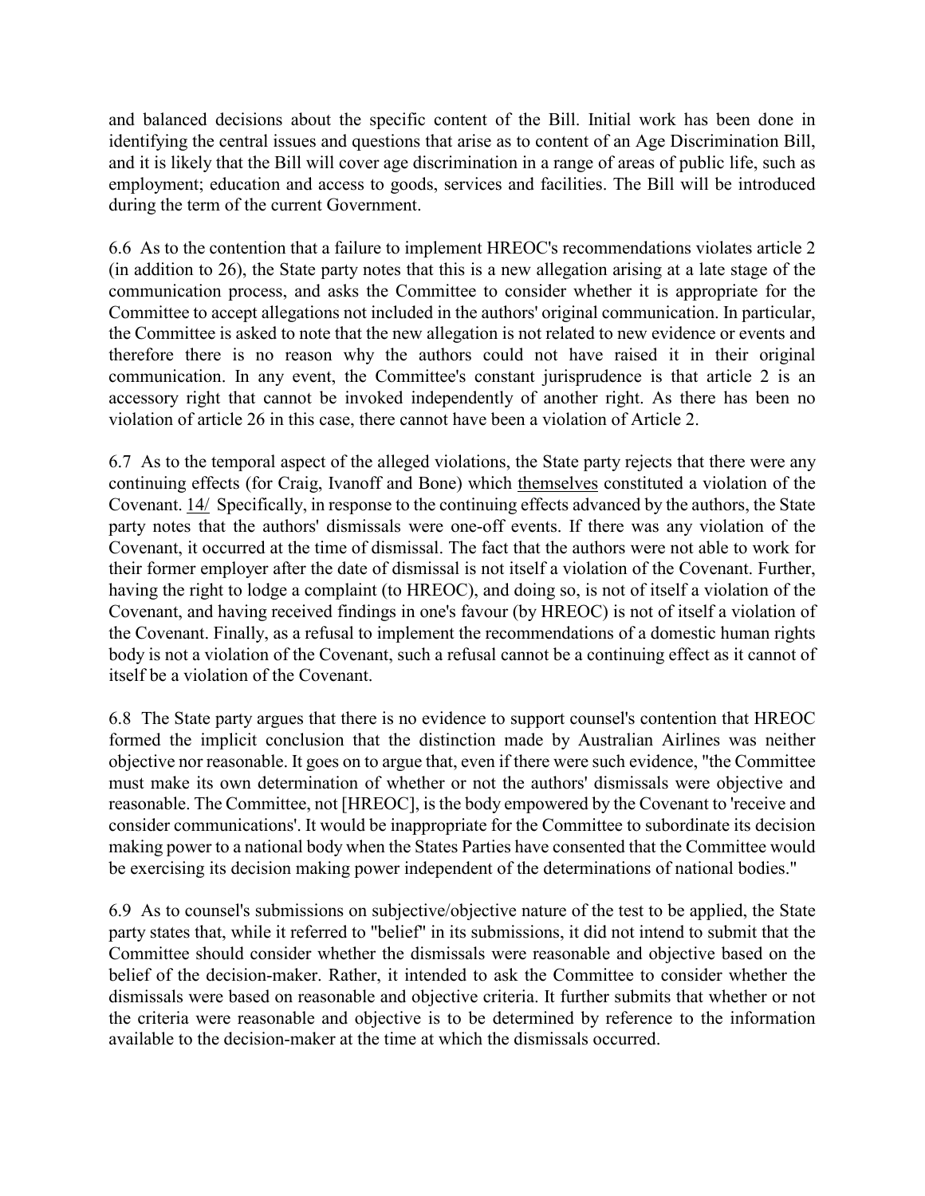and balanced decisions about the specific content of the Bill. Initial work has been done in identifying the central issues and questions that arise as to content of an Age Discrimination Bill, and it is likely that the Bill will cover age discrimination in a range of areas of public life, such as employment; education and access to goods, services and facilities. The Bill will be introduced during the term of the current Government.

6.6 As to the contention that a failure to implement HREOC's recommendations violates article 2 (in addition to 26), the State party notes that this is a new allegation arising at a late stage of the communication process, and asks the Committee to consider whether it is appropriate for the Committee to accept allegations not included in the authors' original communication. In particular, the Committee is asked to note that the new allegation is not related to new evidence or events and therefore there is no reason why the authors could not have raised it in their original communication. In any event, the Committee's constant jurisprudence is that article 2 is an accessory right that cannot be invoked independently of another right. As there has been no violation of article 26 in this case, there cannot have been a violation of Article 2.

6.7 As to the temporal aspect of the alleged violations, the State party rejects that there were any continuing effects (for Craig, Ivanoff and Bone) which themselves constituted a violation of the Covenant. 14/ Specifically, in response to the continuing effects advanced by the authors, the State party notes that the authors' dismissals were one-off events. If there was any violation of the Covenant, it occurred at the time of dismissal. The fact that the authors were not able to work for their former employer after the date of dismissal is not itself a violation of the Covenant. Further, having the right to lodge a complaint (to HREOC), and doing so, is not of itself a violation of the Covenant, and having received findings in one's favour (by HREOC) is not of itself a violation of the Covenant. Finally, as a refusal to implement the recommendations of a domestic human rights body is not a violation of the Covenant, such a refusal cannot be a continuing effect as it cannot of itself be a violation of the Covenant.

6.8 The State party argues that there is no evidence to support counsel's contention that HREOC formed the implicit conclusion that the distinction made by Australian Airlines was neither objective nor reasonable. It goes on to argue that, even if there were such evidence, "the Committee must make its own determination of whether or not the authors' dismissals were objective and reasonable. The Committee, not [HREOC], is the body empowered by the Covenant to 'receive and consider communications'. It would be inappropriate for the Committee to subordinate its decision making power to a national body when the States Parties have consented that the Committee would be exercising its decision making power independent of the determinations of national bodies."

6.9 As to counsel's submissions on subjective/objective nature of the test to be applied, the State party states that, while it referred to "belief" in its submissions, it did not intend to submit that the Committee should consider whether the dismissals were reasonable and objective based on the belief of the decision-maker. Rather, it intended to ask the Committee to consider whether the dismissals were based on reasonable and objective criteria. It further submits that whether or not the criteria were reasonable and objective is to be determined by reference to the information available to the decision-maker at the time at which the dismissals occurred.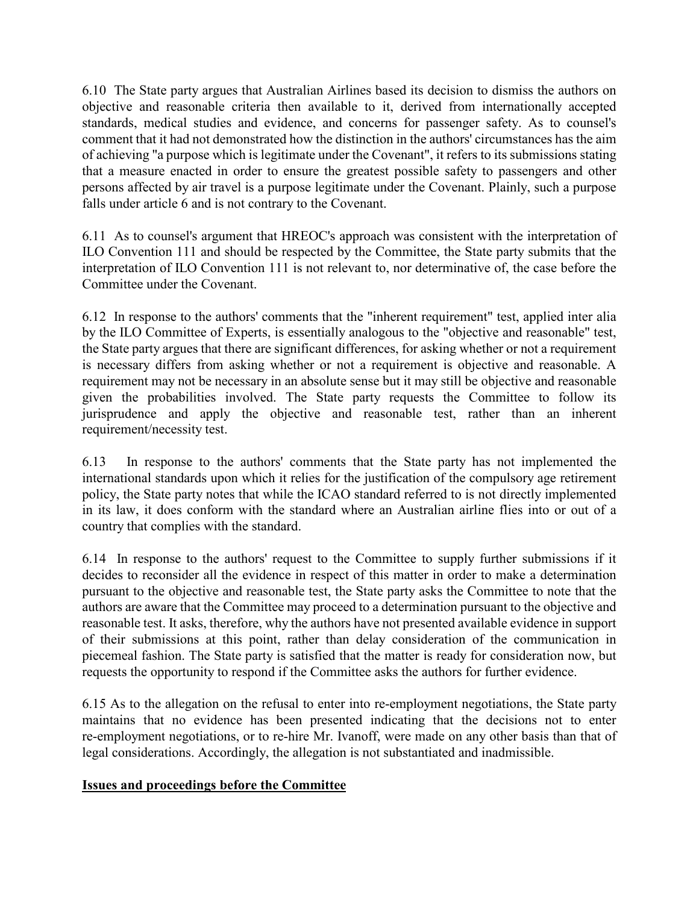6.10 The State party argues that Australian Airlines based its decision to dismiss the authors on objective and reasonable criteria then available to it, derived from internationally accepted standards, medical studies and evidence, and concerns for passenger safety. As to counsel's comment that it had not demonstrated how the distinction in the authors' circumstances has the aim of achieving "a purpose which is legitimate under the Covenant", it refers to its submissions stating that a measure enacted in order to ensure the greatest possible safety to passengers and other persons affected by air travel is a purpose legitimate under the Covenant. Plainly, such a purpose falls under article 6 and is not contrary to the Covenant.

6.11 As to counsel's argument that HREOC's approach was consistent with the interpretation of ILO Convention 111 and should be respected by the Committee, the State party submits that the interpretation of ILO Convention 111 is not relevant to, nor determinative of, the case before the Committee under the Covenant.

6.12 In response to the authors' comments that the "inherent requirement" test, applied inter alia by the ILO Committee of Experts, is essentially analogous to the "objective and reasonable" test, the State party argues that there are significant differences, for asking whether or not a requirement is necessary differs from asking whether or not a requirement is objective and reasonable. A requirement may not be necessary in an absolute sense but it may still be objective and reasonable given the probabilities involved. The State party requests the Committee to follow its jurisprudence and apply the objective and reasonable test, rather than an inherent requirement/necessity test.

6.13 In response to the authors' comments that the State party has not implemented the international standards upon which it relies for the justification of the compulsory age retirement policy, the State party notes that while the ICAO standard referred to is not directly implemented in its law, it does conform with the standard where an Australian airline flies into or out of a country that complies with the standard.

6.14 In response to the authors' request to the Committee to supply further submissions if it decides to reconsider all the evidence in respect of this matter in order to make a determination pursuant to the objective and reasonable test, the State party asks the Committee to note that the authors are aware that the Committee may proceed to a determination pursuant to the objective and reasonable test. It asks, therefore, why the authors have not presented available evidence in support of their submissions at this point, rather than delay consideration of the communication in piecemeal fashion. The State party is satisfied that the matter is ready for consideration now, but requests the opportunity to respond if the Committee asks the authors for further evidence.

6.15 As to the allegation on the refusal to enter into re-employment negotiations, the State party maintains that no evidence has been presented indicating that the decisions not to enter re-employment negotiations, or to re-hire Mr. Ivanoff, were made on any other basis than that of legal considerations. Accordingly, the allegation is not substantiated and inadmissible.

## Issues and proceedings before the Committee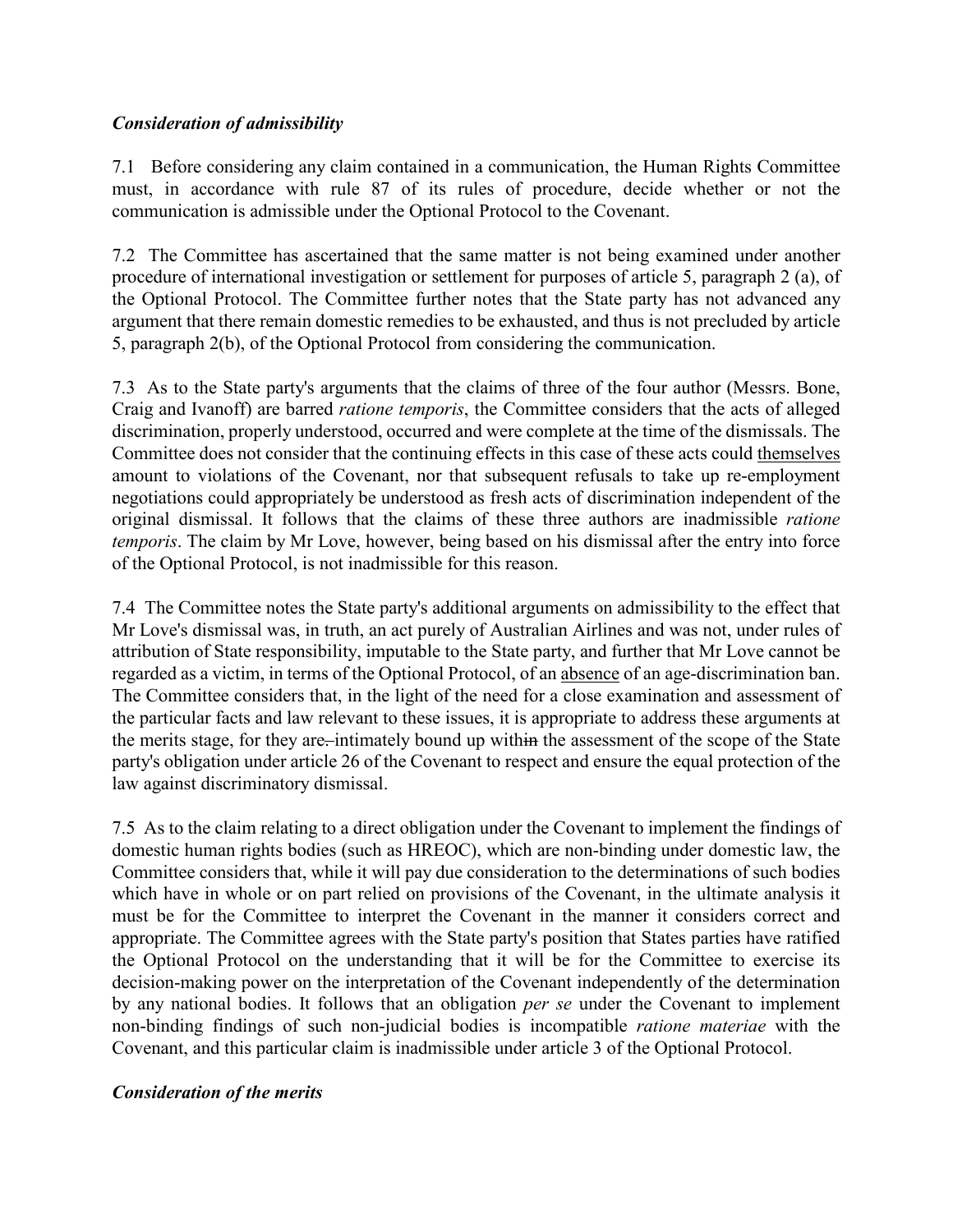***Consideration of admissibility***

7.1 Before considering any claim contained in a communication, the Human Rights Committee must, in accordance with rule 87 of its rules of procedure, decide whether or not the communication is admissible under the Optional Protocol to the Covenant.

7.2 The Committee has ascertained that the same matter is not being examined under another procedure of international investigation or settlement for purposes of article 5, paragraph 2 (a), of the Optional Protocol. The Committee further notes that the State party has not advanced any argument that there remain domestic remedies to be exhausted, and thus is not precluded by article 5, paragraph 2(b), of the Optional Protocol from considering the communication.

7.3 As to the State party's arguments that the claims of three of the four author (Messrs. Bone, Craig and Ivanoff) are barred *ratione temporis*, the Committee considers that the acts of alleged discrimination, properly understood, occurred and were complete at the time of the dismissals. The Committee does not consider that the continuing effects in this case of these acts could themselves amount to violations of the Covenant, nor that subsequent refusals to take up re-employment negotiations could appropriately be understood as fresh acts of discrimination independent of the original dismissal. It follows that the claims of these three authors are inadmissible *ratione temporis*. The claim by Mr Love, however, being based on his dismissal after the entry into force of the Optional Protocol, is not inadmissible for this reason.

7.4 The Committee notes the State party's additional arguments on admissibility to the effect that Mr Love's dismissal was, in truth, an act purely of Australian Airlines and was not, under rules of attribution of State responsibility, imputable to the State party, and further that Mr Love cannot be regarded as a victim, in terms of the Optional Protocol, of an absence of an age-discrimination ban. The Committee considers that, in the light of the need for a close examination and assessment of the particular facts and law relevant to these issues, it is appropriate to address these arguments at the merits stage, for they are intimately bound up with the assessment of the scope of the State party's obligation under article 26 of the Covenant to respect and ensure the equal protection of the law against discriminatory dismissal.

7.5 As to the claim relating to a direct obligation under the Covenant to implement the findings of domestic human rights bodies (such as HREOC), which are non-binding under domestic law, the Committee considers that, while it will pay due consideration to the determinations of such bodies which have in whole or on part relied on provisions of the Covenant, in the ultimate analysis it must be for the Committee to interpret the Covenant in the manner it considers correct and appropriate. The Committee agrees with the State party's position that States parties have ratified the Optional Protocol on the understanding that it will be for the Committee to exercise its decision-making power on the interpretation of the Covenant independently of the determination by any national bodies. It follows that an obligation *per se* under the Covenant to implement non-binding findings of such non-judicial bodies is incompatible *ratione materiae* with the Covenant, and this particular claim is inadmissible under article 3 of the Optional Protocol.

***Consideration of the merits***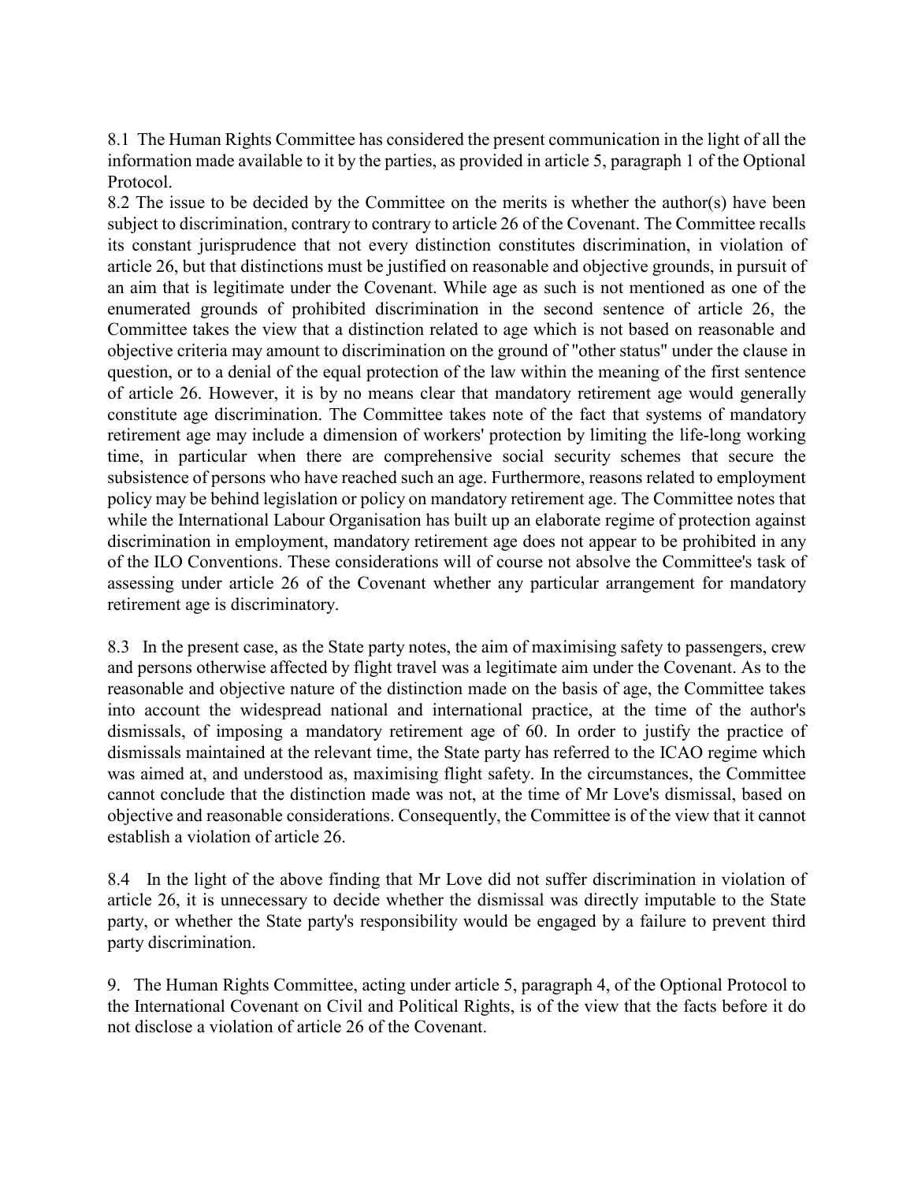8.1 The Human Rights Committee has considered the present communication in the light of all the information made available to it by the parties, as provided in article 5, paragraph 1 of the Optional Protocol.

8.2 The issue to be decided by the Committee on the merits is whether the author(s) have been subject to discrimination, contrary to contrary to article 26 of the Covenant. The Committee recalls its constant jurisprudence that not every distinction constitutes discrimination, in violation of article 26, but that distinctions must be justified on reasonable and objective grounds, in pursuit of an aim that is legitimate under the Covenant. While age as such is not mentioned as one of the enumerated grounds of prohibited discrimination in the second sentence of article 26, the Committee takes the view that a distinction related to age which is not based on reasonable and objective criteria may amount to discrimination on the ground of "other status" under the clause in question, or to a denial of the equal protection of the law within the meaning of the first sentence of article 26. However, it is by no means clear that mandatory retirement age would generally constitute age discrimination. The Committee takes note of the fact that systems of mandatory retirement age may include a dimension of workers' protection by limiting the life-long working time, in particular when there are comprehensive social security schemes that secure the subsistence of persons who have reached such an age. Furthermore, reasons related to employment policy may be behind legislation or policy on mandatory retirement age. The Committee notes that while the International Labour Organisation has built up an elaborate regime of protection against discrimination in employment, mandatory retirement age does not appear to be prohibited in any of the ILO Conventions. These considerations will of course not absolve the Committee's task of assessing under article 26 of the Covenant whether any particular arrangement for mandatory retirement age is discriminatory.

8.3 In the present case, as the State party notes, the aim of maximising safety to passengers, crew and persons otherwise affected by flight travel was a legitimate aim under the Covenant. As to the reasonable and objective nature of the distinction made on the basis of age, the Committee takes into account the widespread national and international practice, at the time of the author's dismissals, of imposing a mandatory retirement age of 60. In order to justify the practice of dismissals maintained at the relevant time, the State party has referred to the ICAO regime which was aimed at, and understood as, maximising flight safety. In the circumstances, the Committee cannot conclude that the distinction made was not, at the time of Mr Love's dismissal, based on objective and reasonable considerations. Consequently, the Committee is of the view that it cannot establish a violation of article 26.

8.4 In the light of the above finding that Mr Love did not suffer discrimination in violation of article 26, it is unnecessary to decide whether the dismissal was directly imputable to the State party, or whether the State party's responsibility would be engaged by a failure to prevent third party discrimination.

9. The Human Rights Committee, acting under article 5, paragraph 4, of the Optional Protocol to the International Covenant on Civil and Political Rights, is of the view that the facts before it do not disclose a violation of article 26 of the Covenant.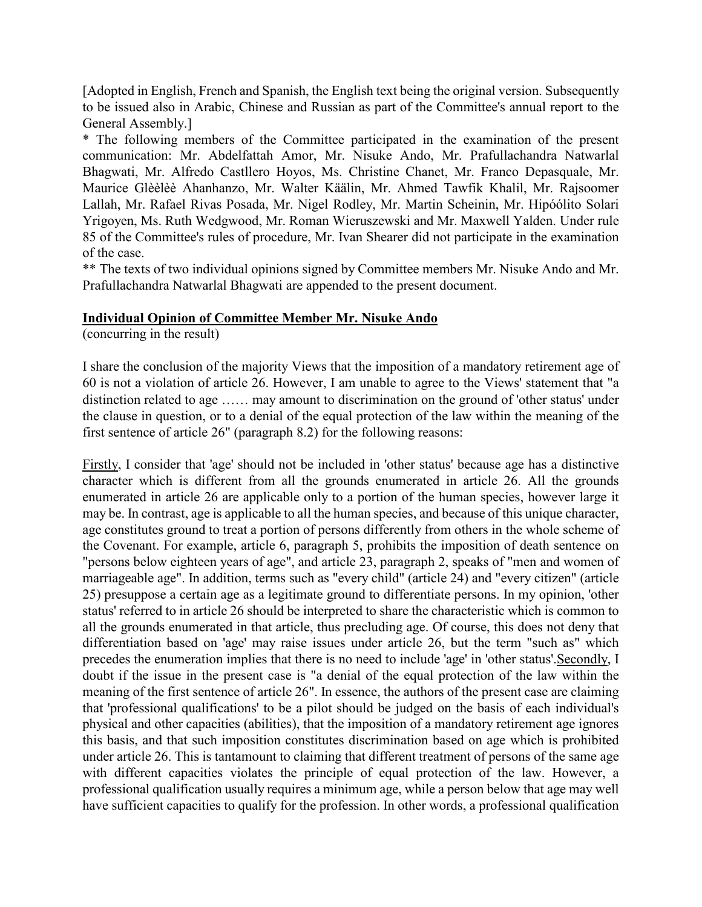[Adopted in English, French and Spanish, the English text being the original version. Subsequently to be issued also in Arabic, Chinese and Russian as part of the Committee's annual report to the General Assembly.]

* The following members of the Committee participated in the examination of the present communication: Mr. Abdelfattah Amor, Mr. Nisuke Ando, Mr. Prafullachandra Natwarlal Bhagwati, Mr. Alfredo Castllero Hoyos, Ms. Christine Chanet, Mr. Franco Depasquale, Mr. Maurice Glèèlèè Ahanhanzo, Mr. Walter Käälin, Mr. Ahmed Tawfik Khalil, Mr. Rajsoomer Lallah, Mr. Rafael Rivas Posada, Mr. Nigel Rodley, Mr. Martin Scheinin, Mr. Hipóólito Solari Yrigoyen, Ms. Ruth Wedgwood, Mr. Roman Wieruszewski and Mr. Maxwell Yalden. Under rule 85 of the Committee's rules of procedure, Mr. Ivan Shearer did not participate in the examination of the case.

** The texts of two individual opinions signed by Committee members Mr. Nisuke Ando and Mr. Prafullachandra Natwarlal Bhagwati are appended to the present document.

## Individual Opinion of Committee Member Mr. Nisuke Ando

(concurring in the result)

I share the conclusion of the majority Views that the imposition of a mandatory retirement age of 60 is not a violation of article 26. However, I am unable to agree to the Views' statement that "a distinction related to age …… may amount to discrimination on the ground of 'other status' under the clause in question, or to a denial of the equal protection of the law within the meaning of the first sentence of article 26" (paragraph 8.2) for the following reasons:

Firstly, I consider that 'age' should not be included in 'other status' because age has a distinctive character which is different from all the grounds enumerated in article 26. All the grounds enumerated in article 26 are applicable only to a portion of the human species, however large it may be. In contrast, age is applicable to all the human species, and because of this unique character, age constitutes ground to treat a portion of persons differently from others in the whole scheme of the Covenant. For example, article 6, paragraph 5, prohibits the imposition of death sentence on "persons below eighteen years of age", and article 23, paragraph 2, speaks of "men and women of marriageable age". In addition, terms such as "every child" (article 24) and "every citizen" (article 25) presuppose a certain age as a legitimate ground to differentiate persons. In my opinion, 'other status' referred to in article 26 should be interpreted to share the characteristic which is common to all the grounds enumerated in that article, thus precluding age. Of course, this does not deny that differentiation based on 'age' may raise issues under article 26, but the term "such as" which precedes the enumeration implies that there is no need to include 'age' in 'other status'.Secondly, I doubt if the issue in the present case is "a denial of the equal protection of the law within the meaning of the first sentence of article 26". In essence, the authors of the present case are claiming that 'professional qualifications' to be a pilot should be judged on the basis of each individual's physical and other capacities (abilities), that the imposition of a mandatory retirement age ignores this basis, and that such imposition constitutes discrimination based on age which is prohibited under article 26. This is tantamount to claiming that different treatment of persons of the same age with different capacities violates the principle of equal protection of the law. However, a professional qualification usually requires a minimum age, while a person below that age may well have sufficient capacities to qualify for the profession. In other words, a professional qualification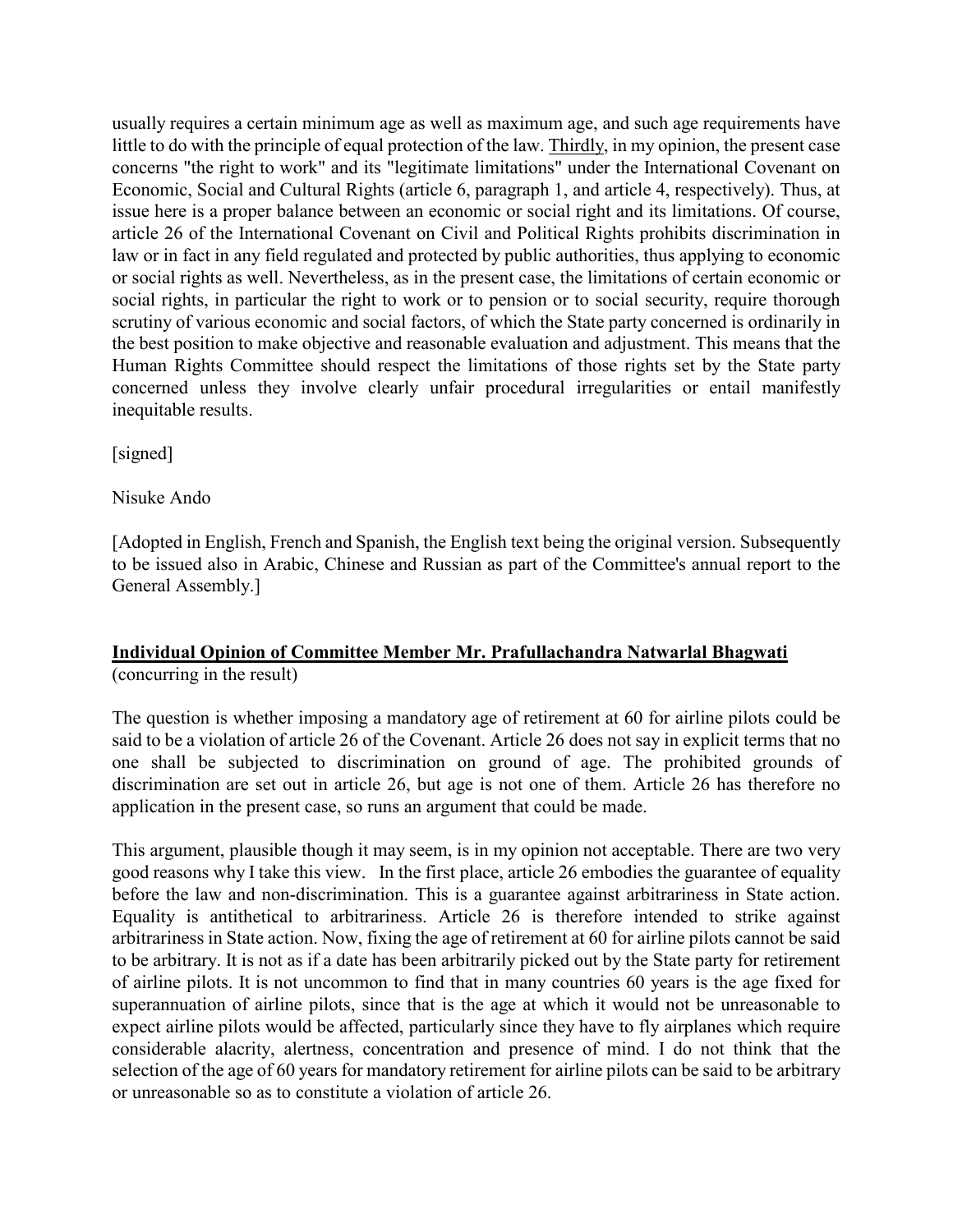usually requires a certain minimum age as well as maximum age, and such age requirements have little to do with the principle of equal protection of the law. Thirdly, in my opinion, the present case concerns "the right to work" and its "legitimate limitations" under the International Covenant on Economic, Social and Cultural Rights (article 6, paragraph 1, and article 4, respectively). Thus, at issue here is a proper balance between an economic or social right and its limitations. Of course, article 26 of the International Covenant on Civil and Political Rights prohibits discrimination in law or in fact in any field regulated and protected by public authorities, thus applying to economic or social rights as well. Nevertheless, as in the present case, the limitations of certain economic or social rights, in particular the right to work or to pension or to social security, require thorough scrutiny of various economic and social factors, of which the State party concerned is ordinarily in the best position to make objective and reasonable evaluation and adjustment. This means that the Human Rights Committee should respect the limitations of those rights set by the State party concerned unless they involve clearly unfair procedural irregularities or entail manifestly inequitable results.

[signed]

Nisuke Ando

[Adopted in English, French and Spanish, the English text being the original version. Subsequently to be issued also in Arabic, Chinese and Russian as part of the Committee's annual report to the General Assembly.]

**Individual Opinion of Committee Member Mr. Prafullachandra Natwarlal Bhagwati**
(concurring in the result)

The question is whether imposing a mandatory age of retirement at 60 for airline pilots could be said to be a violation of article 26 of the Covenant. Article 26 does not say in explicit terms that no one shall be subjected to discrimination on ground of age. The prohibited grounds of discrimination are set out in article 26, but age is not one of them. Article 26 has therefore no application in the present case, so runs an argument that could be made.

This argument, plausible though it may seem, is in my opinion not acceptable. There are two very good reasons why I take this view. In the first place, article 26 embodies the guarantee of equality before the law and non-discrimination. This is a guarantee against arbitrariness in State action. Equality is antithetical to arbitrariness. Article 26 is therefore intended to strike against arbitrariness in State action. Now, fixing the age of retirement at 60 for airline pilots cannot be said to be arbitrary. It is not as if a date has been arbitrarily picked out by the State party for retirement of airline pilots. It is not uncommon to find that in many countries 60 years is the age fixed for superannuation of airline pilots, since that is the age at which it would not be unreasonable to expect airline pilots would be affected, particularly since they have to fly airplanes which require considerable alacrity, alertness, concentration and presence of mind. I do not think that the selection of the age of 60 years for mandatory retirement for airline pilots can be said to be arbitrary or unreasonable so as to constitute a violation of article 26.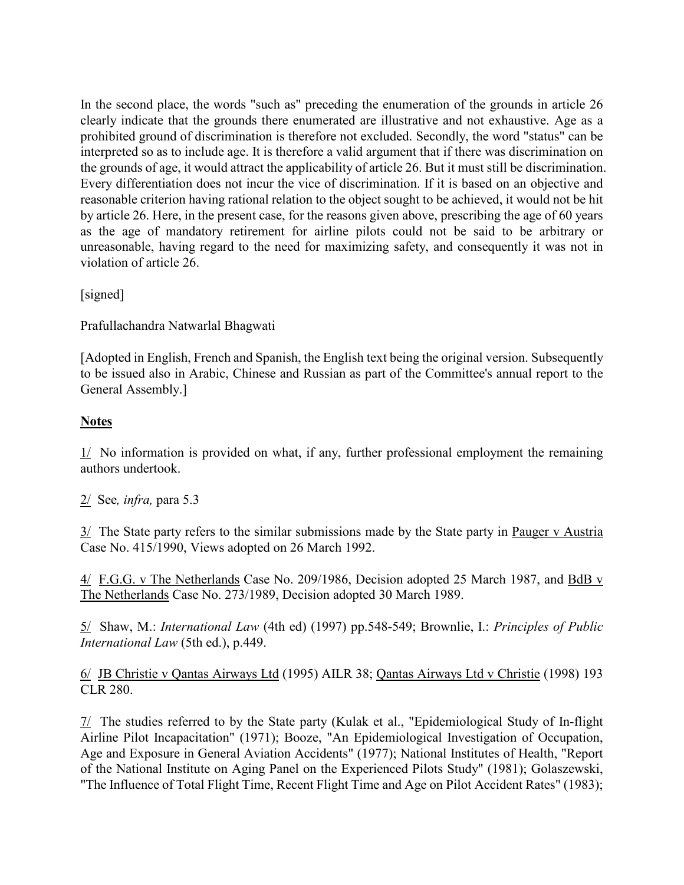In the second place, the words "such as" preceding the enumeration of the grounds in article 26 clearly indicate that the grounds there enumerated are illustrative and not exhaustive. Age as a prohibited ground of discrimination is therefore not excluded. Secondly, the word "status" can be interpreted so as to include age. It is therefore a valid argument that if there was discrimination on the grounds of age, it would attract the applicability of article 26. But it must still be discrimination. Every differentiation does not incur the vice of discrimination. If it is based on an objective and reasonable criterion having rational relation to the object sought to be achieved, it would not be hit by article 26. Here, in the present case, for the reasons given above, prescribing the age of 60 years as the age of mandatory retirement for airline pilots could not be said to be arbitrary or unreasonable, having regard to the need for maximizing safety, and consequently it was not in violation of article 26.

[signed]

Prafullachandra Natwarlal Bhagwati

[Adopted in English, French and Spanish, the English text being the original version. Subsequently to be issued also in Arabic, Chinese and Russian as part of the Committee's annual report to the General Assembly.]

**Notes**

1/ No information is provided on what, if any, further professional employment the remaining authors undertook.

2/ See*, infra,* para 5.3

3/ The State party refers to the similar submissions made by the State party in Pauger v Austria Case No. 415/1990, Views adopted on 26 March 1992.

4/ F.G.G. v The Netherlands Case No. 209/1986, Decision adopted 25 March 1987, and BdB v The Netherlands Case No. 273/1989, Decision adopted 30 March 1989.

5/ Shaw, M.: *International Law* (4th ed) (1997) pp.548-549; Brownlie, I.: *Principles of Public International Law* (5th ed.), p.449.

6/ JB Christie v Qantas Airways Ltd (1995) AILR 38; Qantas Airways Ltd v Christie (1998) 193 CLR 280.

7/ The studies referred to by the State party (Kulak et al., "Epidemiological Study of In-flight Airline Pilot Incapacitation" (1971); Booze, "An Epidemiological Investigation of Occupation, Age and Exposure in General Aviation Accidents" (1977); National Institutes of Health, "Report of the National Institute on Aging Panel on the Experienced Pilots Study" (1981); Golaszewski, "The Influence of Total Flight Time, Recent Flight Time and Age on Pilot Accident Rates" (1983);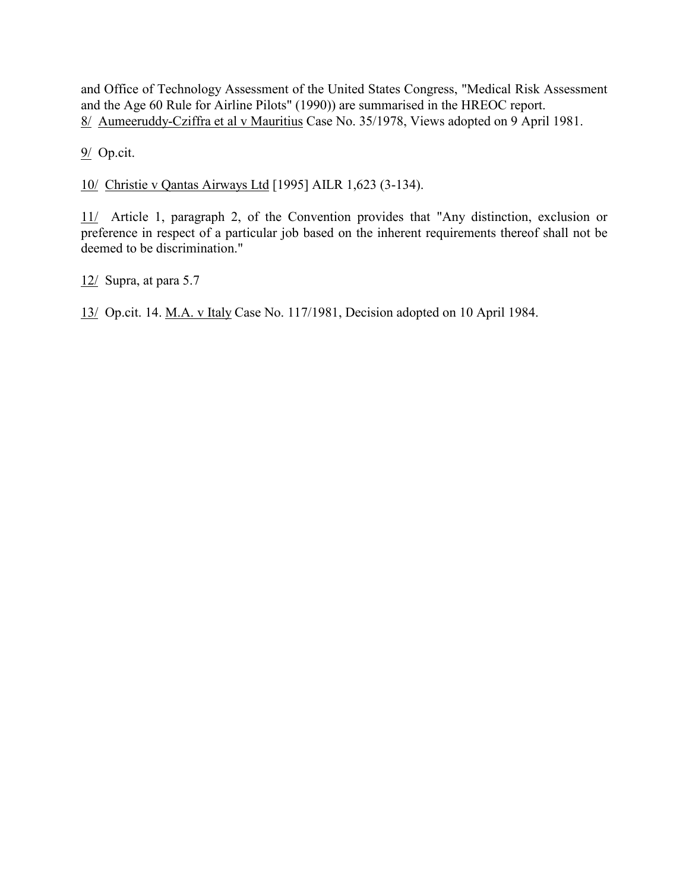and Office of Technology Assessment of the United States Congress, "Medical Risk Assessment and the Age 60 Rule for Airline Pilots" (1990)) are summarised in the HREOC report.

8/ Aumeeruddy-Cziffra et al v Mauritius Case No. 35/1978, Views adopted on 9 April 1981.

9/ Op.cit.

10/ Christie v Qantas Airways Ltd [1995] AILR 1,623 (3-134).

11/ Article 1, paragraph 2, of the Convention provides that "Any distinction, exclusion or preference in respect of a particular job based on the inherent requirements thereof shall not be deemed to be discrimination."

12/ Supra, at para 5.7

13/ Op.cit. 14. M.A. v Italy Case No. 117/1981, Decision adopted on 10 April 1984.